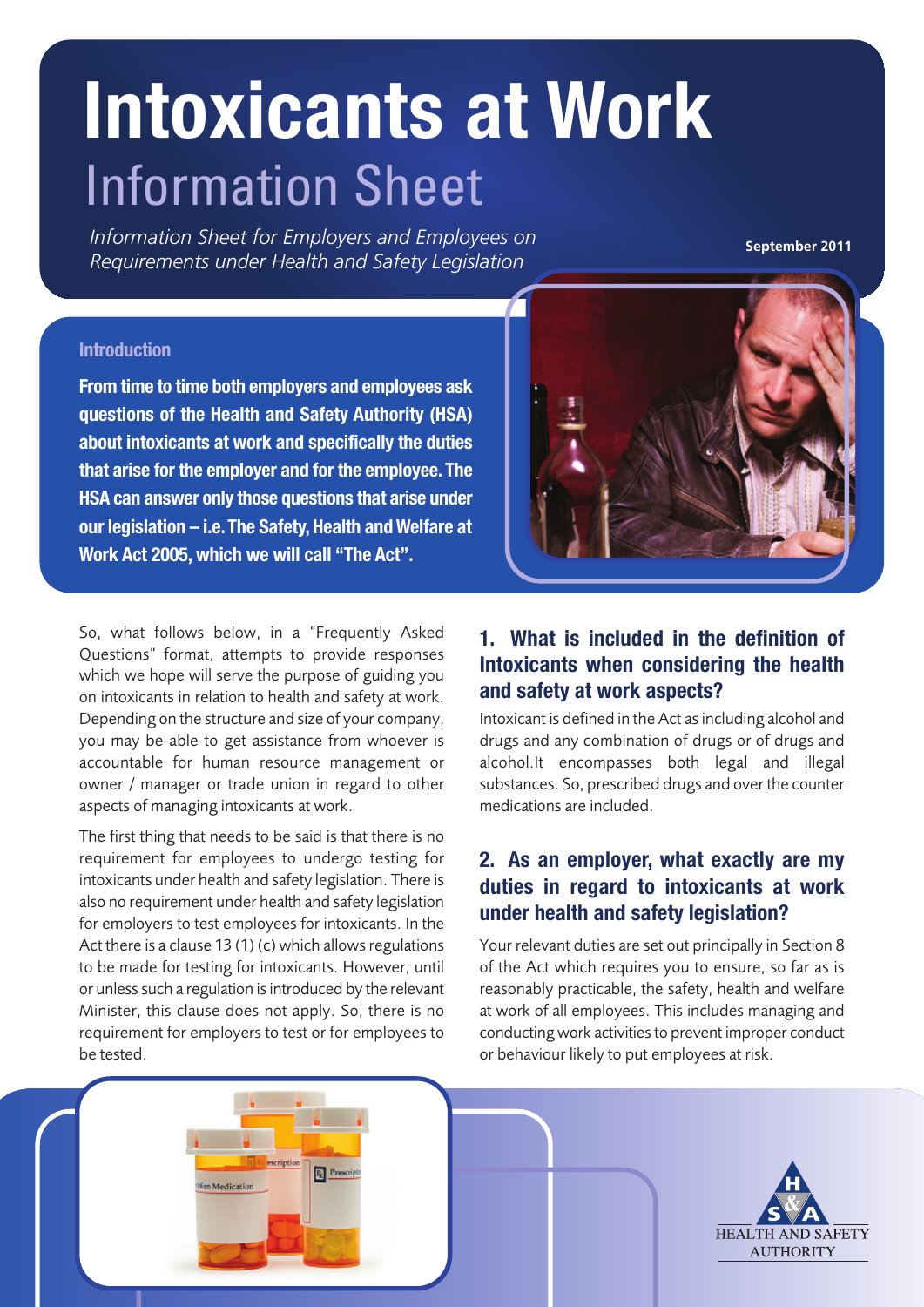# Intoxicants at Work

## Information Sheet

*Information Sheet for Employers and Employees on Requirements under Health and Safety Legislation*

**September 2011**

### Introduction

**From time to time both employers and employees ask questions of the Health and Safety Authority (HSA) about intoxicants at work and specifically the duties that arise for the employer and for the employee. The HSA can answer only those questions that arise under our legislation – i.e. The Safety, Health and Welfare at Work Act 2005, which we will call "The Act".**

So, what follows below, in a "Frequently Asked Questions" format, attempts to provide responses which we hope will serve the purpose of guiding you on intoxicants in relation to health and safety at work. Depending on the structure and size of your company, you may be able to get assistance from whoever is accountable for human resource management or owner / manager or trade union in regard to other aspects of managing intoxicants at work.

The first thing that needs to be said is that there is no requirement for employees to undergo testing for intoxicants under health and safety legislation. There is also no requirement under health and safety legislation for employers to test employees for intoxicants. In the Act there is a clause 13 (1) (c) which allows regulations to be made for testing for intoxicants. However, until or unless such a regulation is introduced by the relevant Minister, this clause does not apply. So, there is no requirement for employers to test or for employees to be tested.

### 1. What is included in the definition of Intoxicants when considering the health and safety at work aspects?

Intoxicant is defined in the Act as including alcohol and drugs and any combination of drugs or of drugs and alcohol.It encompasses both legal and illegal substances. So, prescribed drugs and over the counter medications are included.

### 2. As an employer, what exactly are my duties in regard to intoxicants at work under health and safety legislation?

Your relevant duties are set out principally in Section 8 of the Act which requires you to ensure, so far as is reasonably practicable, the safety, health and welfare at work of all employees. This includes managing and conducting work activities to prevent improper conduct or behaviour likely to put employees at risk.

HEALTH AND SAFETY AUTHORITY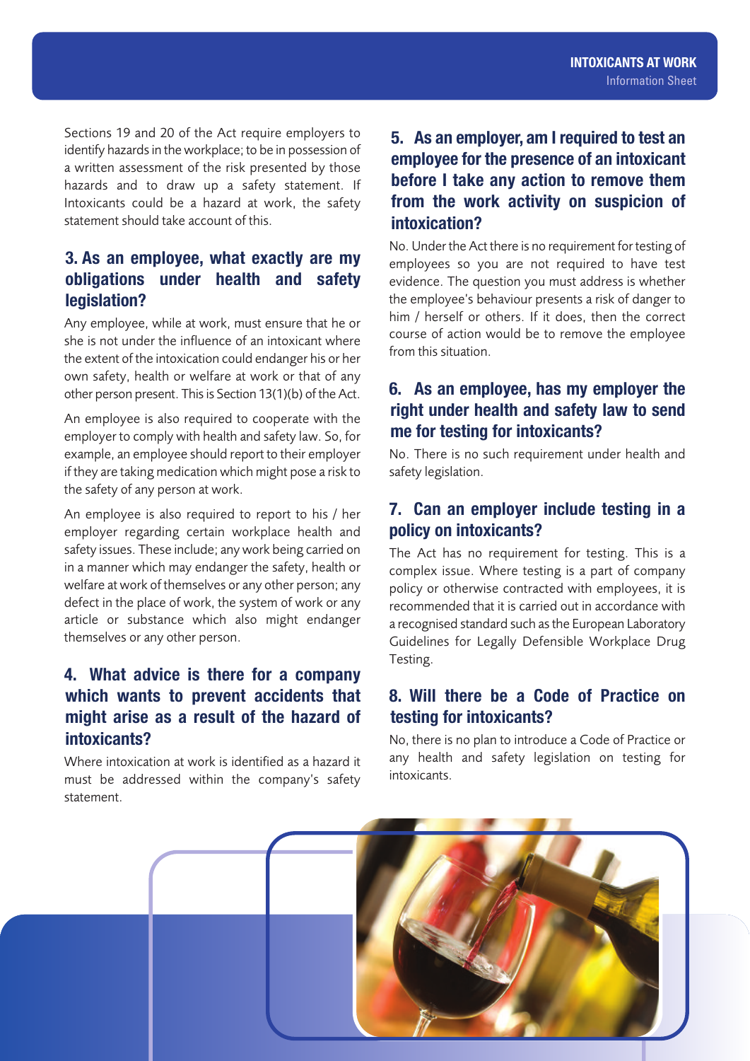Sections 19 and 20 of the Act require employers to identify hazards in the workplace; to be in possession of a written assessment of the risk presented by those hazards and to draw up a safety statement. If Intoxicants could be a hazard at work, the safety statement should take account of this.

## 3. As an employee, what exactly are my obligations under health and safety legislation?

Any employee, while at work, must ensure that he or she is not under the influence of an intoxicant where the extent of the intoxication could endanger his or her own safety, health or welfare at work or that of any other person present. This is Section 13(1)(b) of the Act.

An employee is also required to cooperate with the employer to comply with health and safety law. So, for example, an employee should report to their employer if they are taking medication which might pose a risk to the safety of any person at work.

An employee is also required to report to his / her employer regarding certain workplace health and safety issues. These include; any work being carried on in a manner which may endanger the safety, health or welfare at work of themselves or any other person; any defect in the place of work, the system of work or any article or substance which also might endanger themselves or any other person.

## 4. What advice is there for a company which wants to prevent accidents that might arise as a result of the hazard of intoxicants?

Where intoxication at work is identified as a hazard it must be addressed within the company's safety statement.

## 5. As an employer, am I required to test an employee for the presence of an intoxicant before I take any action to remove them from the work activity on suspicion of intoxication?

No. Under the Act there is no requirement for testing of employees so you are not required to have test evidence. The question you must address is whether the employee's behaviour presents a risk of danger to him / herself or others. If it does, then the correct course of action would be to remove the employee from this situation.

## 6. As an employee, has my employer the right under health and safety law to send me for testing for intoxicants?

No. There is no such requirement under health and safety legislation.

## 7. Can an employer include testing in a policy on intoxicants?

The Act has no requirement for testing. This is a complex issue. Where testing is a part of company policy or otherwise contracted with employees, it is recommended that it is carried out in accordance with a recognised standard such as the European Laboratory Guidelines for Legally Defensible Workplace Drug Testing.

## 8. Will there be a Code of Practice on testing for intoxicants?

No, there is no plan to introduce a Code of Practice or any health and safety legislation on testing for intoxicants.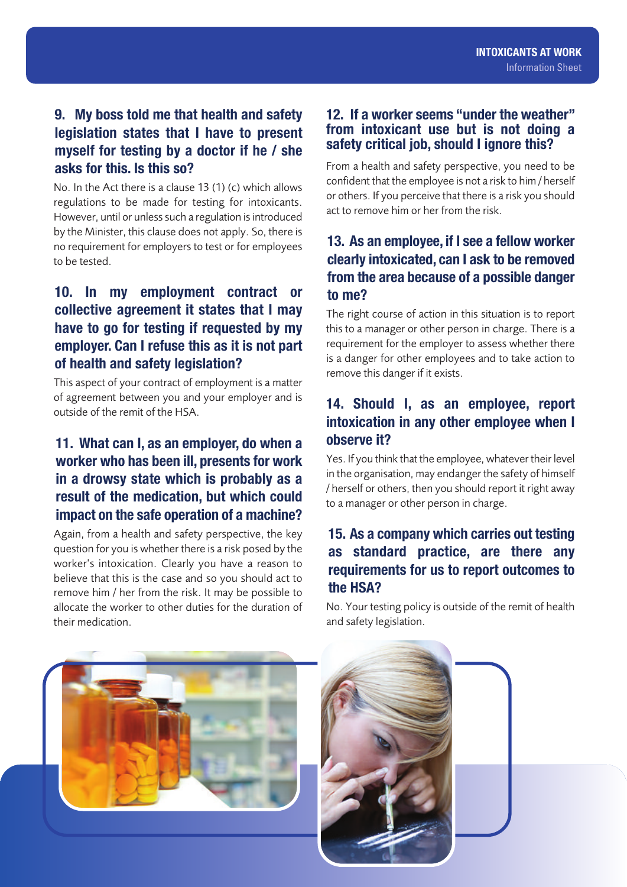### 9. My boss told me that health and safety legislation states that I have to present myself for testing by a doctor if he / she asks for this. Is this so?

No. In the Act there is a clause 13 (1) (c) which allows regulations to be made for testing for intoxicants. However, until or unless such a regulation is introduced by the Minister, this clause does not apply. So, there is no requirement for employers to test or for employees to be tested.

### 10. In my employment contract or collective agreement it states that I may have to go for testing if requested by my employer. Can I refuse this as it is not part of health and safety legislation?

This aspect of your contract of employment is a matter of agreement between you and your employer and is outside of the remit of the HSA.

### 11. What can I, as an employer, do when a worker who has been ill, presents for work in a drowsy state which is probably as a result of the medication, but which could impact on the safe operation of a machine?

Again, from a health and safety perspective, the key question for you is whether there is a risk posed by the worker's intoxication. Clearly you have a reason to believe that this is the case and so you should act to remove him / her from the risk. It may be possible to allocate the worker to other duties for the duration of their medication.

### 12. If a worker seems "under the weather" from intoxicant use but is not doing a safety critical job, should I ignore this?

From a health and safety perspective, you need to be confident that the employee is not a risk to him / herself or others. If you perceive that there is a risk you should act to remove him or her from the risk.

### 13. As an employee, if I see a fellow worker clearly intoxicated, can I ask to be removed from the area because of a possible danger to me?

The right course of action in this situation is to report this to a manager or other person in charge. There is a requirement for the employer to assess whether there is a danger for other employees and to take action to remove this danger if it exists.

### 14. Should I, as an employee, report intoxication in any other employee when I observe it?

Yes. If you think that the employee, whatever their level in the organisation, may endanger the safety of himself / herself or others, then you should report it right away to a manager or other person in charge.

### 15. As a company which carries out testing as standard practice, are there any requirements for us to report outcomes to the HSA?

No. Your testing policy is outside of the remit of health and safety legislation.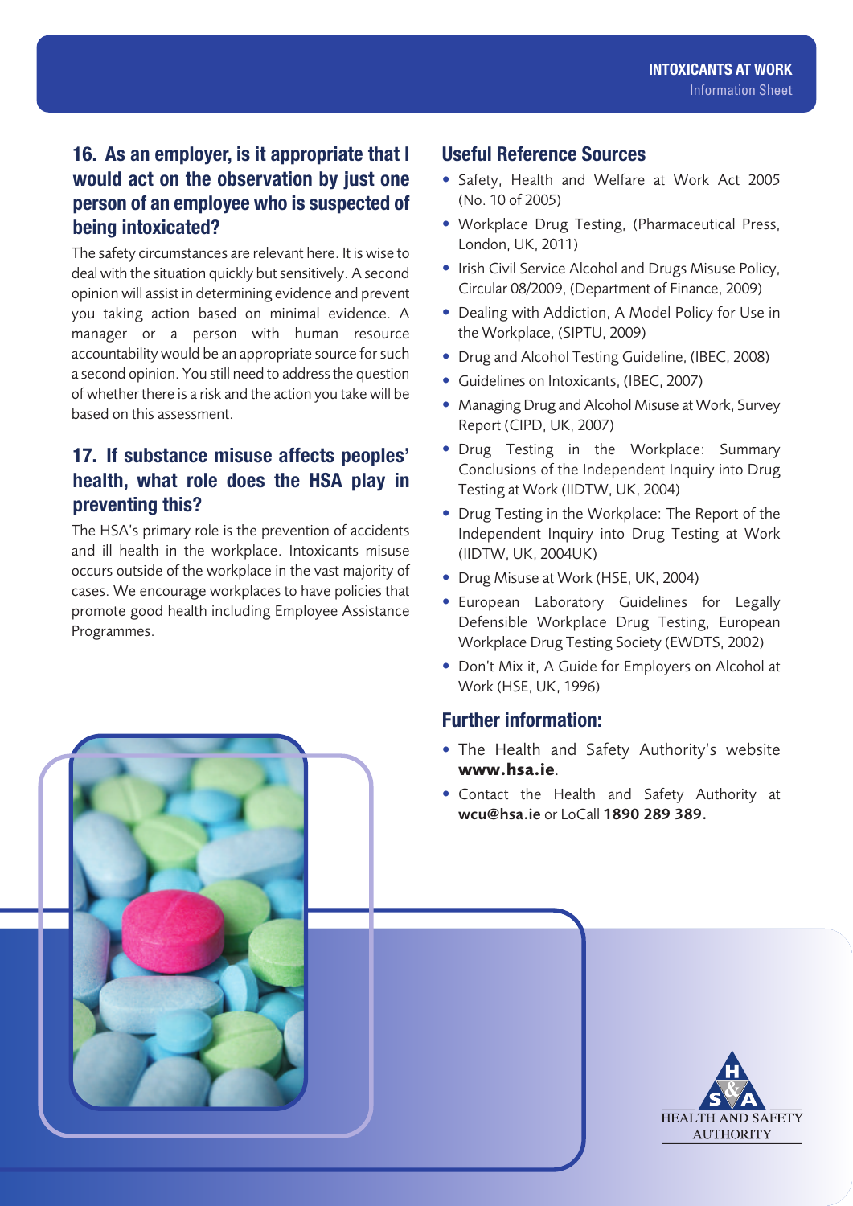## 16. As an employer, is it appropriate that I would act on the observation by just one person of an employee who is suspected of being intoxicated?

The safety circumstances are relevant here. It is wise to deal with the situation quickly but sensitively. A second opinion will assist in determining evidence and prevent you taking action based on minimal evidence. A manager or a person with human resource accountability would be an appropriate source for such a second opinion. You still need to address the question of whether there is a risk and the action you take will be based on this assessment.

## 17. If substance misuse affects peoples' health, what role does the HSA play in preventing this?

The HSA's primary role is the prevention of accidents and ill health in the workplace. Intoxicants misuse occurs outside of the workplace in the vast majority of cases. We encourage workplaces to have policies that promote good health including Employee Assistance Programmes.

## Useful Reference Sources

- Safety, Health and Welfare at Work Act 2005 (No. 10 of 2005)
- Workplace Drug Testing, (Pharmaceutical Press, London, UK, 2011)
- Irish Civil Service Alcohol and Drugs Misuse Policy, Circular 08/2009, (Department of Finance, 2009)
- Dealing with Addiction, A Model Policy for Use in the Workplace, (SIPTU, 2009)
- Drug and Alcohol Testing Guideline, (IBEC, 2008)
- Guidelines on Intoxicants, (IBEC, 2007)
- Managing Drug and Alcohol Misuse at Work, Survey Report (CIPD, UK, 2007)
- Drug Testing in the Workplace: Summary Conclusions of the Independent Inquiry into Drug Testing at Work (IIDTW, UK, 2004)
- Drug Testing in the Workplace: The Report of the Independent Inquiry into Drug Testing at Work (IIDTW, UK, 2004UK)
- Drug Misuse at Work (HSE, UK, 2004)
- European Laboratory Guidelines for Legally Defensible Workplace Drug Testing, European Workplace Drug Testing Society (EWDTS, 2002)
- Don't Mix it, A Guide for Employers on Alcohol at Work (HSE, UK, 1996)

## Further information:

- The Health and Safety Authority's website **www.hsa.ie**.
- Contact the Health and Safety Authority at **wcu@hsa.ie** or LoCall **1890 289 389.**

HEALTH AND SAFETY AUTHORITY